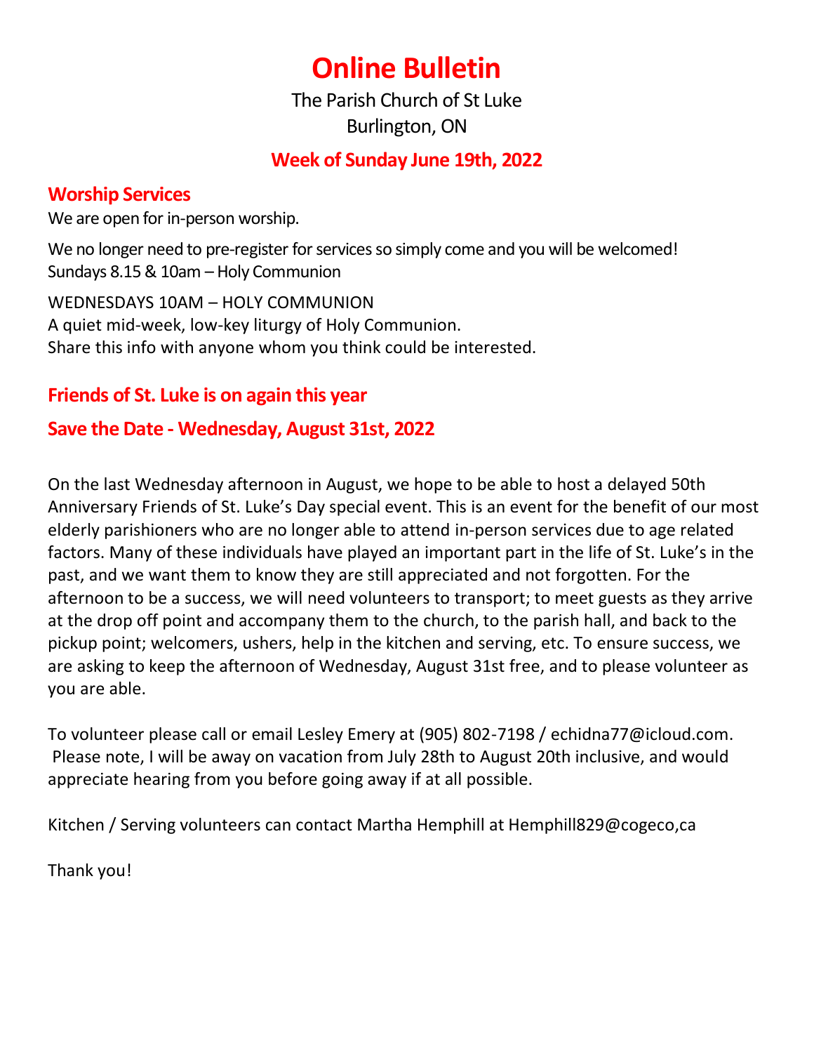# Online Bulletin

The Parish Church of St Luke
Burlington, ON

## Week of Sunday June 19th, 2022

## Worship Services

We are open for in-person worship.

We no longer need to pre-register for services so simply come and you will be welcomed!
Sundays 8.15 & 10am – Holy Communion

WEDNESDAYS 10AM – HOLY COMMUNION
A quiet mid-week, low-key liturgy of Holy Communion.
Share this info with anyone whom you think could be interested.

## Friends of St. Luke is on again this year

## Save the Date - Wednesday, August 31st, 2022

On the last Wednesday afternoon in August, we hope to be able to host a delayed 50th Anniversary Friends of St. Luke's Day special event. This is an event for the benefit of our most elderly parishioners who are no longer able to attend in-person services due to age related factors. Many of these individuals have played an important part in the life of St. Luke's in the past, and we want them to know they are still appreciated and not forgotten. For the afternoon to be a success, we will need volunteers to transport; to meet guests as they arrive at the drop off point and accompany them to the church, to the parish hall, and back to the pickup point; welcomers, ushers, help in the kitchen and serving, etc. To ensure success, we are asking to keep the afternoon of Wednesday, August 31st free, and to please volunteer as you are able.

To volunteer please call or email Lesley Emery at (905) 802-7198 / echidna77@icloud.com. Please note, I will be away on vacation from July 28th to August 20th inclusive, and would appreciate hearing from you before going away if at all possible.

Kitchen / Serving volunteers can contact Martha Hemphill at Hemphill829@cogeco,ca

Thank you!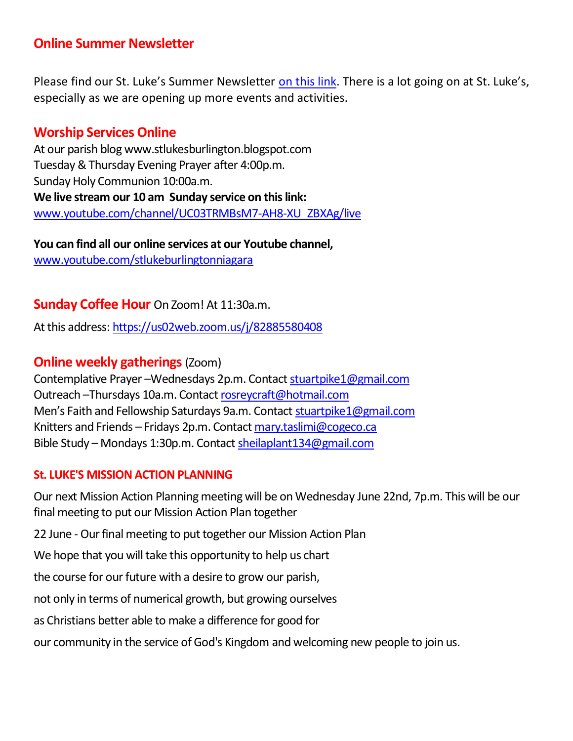## Online Summer Newsletter

Please find our St. Luke's Summer Newsletter on this link. There is a lot going on at St. Luke's, especially as we are opening up more events and activities.

## Worship Services Online

At our parish blog www.stlukesburlington.blogspot.com
Tuesday & Thursday Evening Prayer after 4:00p.m.
Sunday Holy Communion 10:00a.m.
**We live stream our 10 am Sunday service on this link:**
www.youtube.com/channel/UC03TRMBsM7-AH8-XU_ZBXAg/live

**You can find all our online services at our Youtube channel,**
www.youtube.com/stlukeburlingtonniagara

## Sunday Coffee Hour On Zoom! At 11:30a.m.

At this address: https://us02web.zoom.us/j/82885580408

## Online weekly gatherings (Zoom)

Contemplative Prayer –Wednesdays 2p.m. Contact stuartpike1@gmail.com
Outreach –Thursdays 10a.m. Contact rosreycraft@hotmail.com
Men's Faith and Fellowship Saturdays 9a.m. Contact stuartpike1@gmail.com
Knitters and Friends – Fridays 2p.m. Contact mary.taslimi@cogeco.ca
Bible Study – Mondays 1:30p.m. Contact sheilaplant134@gmail.com

### St. LUKE'S MISSION ACTION PLANNING

Our next Mission Action Planning meeting will be on Wednesday June 22nd, 7p.m. This will be our final meeting to put our Mission Action Plan together

22 June - Our final meeting to put together our Mission Action Plan

We hope that you will take this opportunity to help us chart

the course for our future with a desire to grow our parish,

not only in terms of numerical growth, but growing ourselves

as Christians better able to make a difference for good for

our community in the service of God's Kingdom and welcoming new people to join us.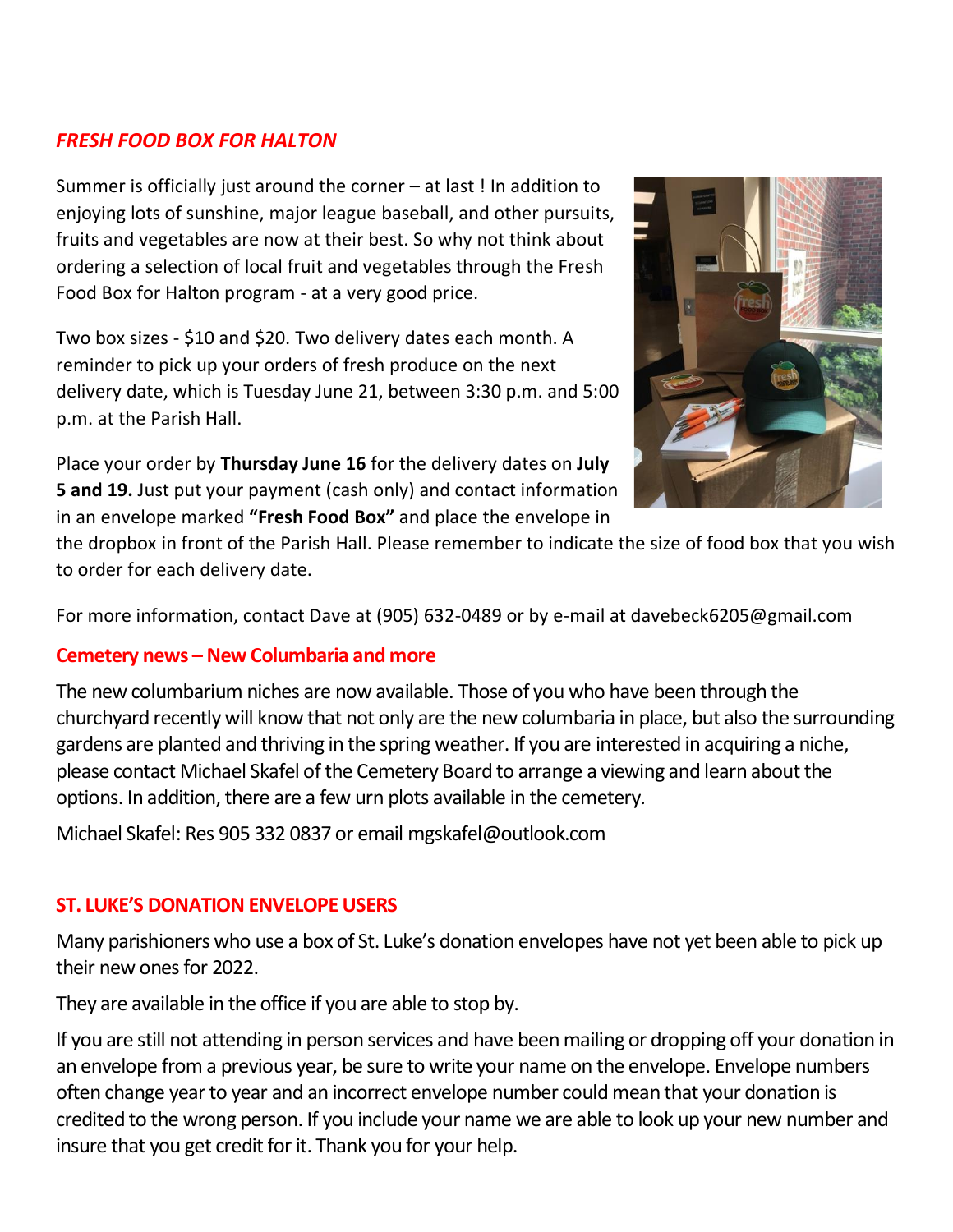## *FRESH FOOD BOX FOR HALTON*

Summer is officially just around the corner – at last ! In addition to enjoying lots of sunshine, major league baseball, and other pursuits, fruits and vegetables are now at their best. So why not think about ordering a selection of local fruit and vegetables through the Fresh Food Box for Halton program - at a very good price.

Two box sizes - $10 and $20. Two delivery dates each month. A reminder to pick up your orders of fresh produce on the next delivery date, which is Tuesday June 21, between 3:30 p.m. and 5:00 p.m. at the Parish Hall.

Place your order by **Thursday June 16** for the delivery dates on **July 5 and 19.** Just put your payment (cash only) and contact information in an envelope marked **"Fresh Food Box"** and place the envelope in the dropbox in front of the Parish Hall. Please remember to indicate the size of food box that you wish to order for each delivery date.

For more information, contact Dave at (905) 632-0489 or by e-mail at davebeck6205@gmail.com

## Cemetery news – New Columbaria and more

The new columbarium niches are now available. Those of you who have been through the churchyard recently will know that not only are the new columbaria in place, but also the surrounding gardens are planted and thriving in the spring weather. If you are interested in acquiring a niche, please contact Michael Skafel of the Cemetery Board to arrange a viewing and learn about the options. In addition, there are a few urn plots available in the cemetery.

Michael Skafel: Res 905 332 0837 or email mgskafel@outlook.com

## ST. LUKE'S DONATION ENVELOPE USERS

Many parishioners who use a box of St. Luke's donation envelopes have not yet been able to pick up their new ones for 2022.

They are available in the office if you are able to stop by.

If you are still not attending in person services and have been mailing or dropping off your donation in an envelope from a previous year, be sure to write your name on the envelope. Envelope numbers often change year to year and an incorrect envelope number could mean that your donation is credited to the wrong person. If you include your name we are able to look up your new number and insure that you get credit for it. Thank you for your help.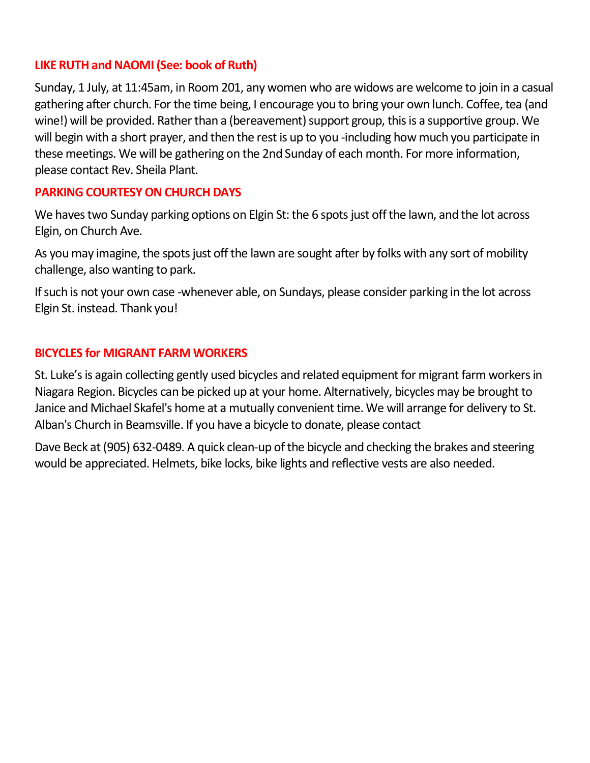## LIKE RUTH and NAOMI (See: book of Ruth)

Sunday, 1 July, at 11:45am, in Room 201, any women who are widows are welcome to join in a casual gathering after church. For the time being, I encourage you to bring your own lunch. Coffee, tea (and wine!) will be provided. Rather than a (bereavement) support group, this is a supportive group. We will begin with a short prayer, and then the rest is up to you -including how much you participate in these meetings. We will be gathering on the 2nd Sunday of each month. For more information, please contact Rev. Sheila Plant.

## PARKING COURTESY ON CHURCH DAYS

We haves two Sunday parking options on Elgin St: the 6 spots just off the lawn, and the lot across Elgin, on Church Ave.

As you may imagine, the spots just off the lawn are sought after by folks with any sort of mobility challenge, also wanting to park.

If such is not your own case -whenever able, on Sundays, please consider parking in the lot across Elgin St. instead. Thank you!

## BICYCLES for MIGRANT FARM WORKERS

St. Luke's is again collecting gently used bicycles and related equipment for migrant farm workers in Niagara Region. Bicycles can be picked up at your home. Alternatively, bicycles may be brought to Janice and Michael Skafel's home at a mutually convenient time. We will arrange for delivery to St. Alban's Church in Beamsville. If you have a bicycle to donate, please contact

Dave Beck at (905) 632-0489. A quick clean-up of the bicycle and checking the brakes and steering would be appreciated. Helmets, bike locks, bike lights and reflective vests are also needed.